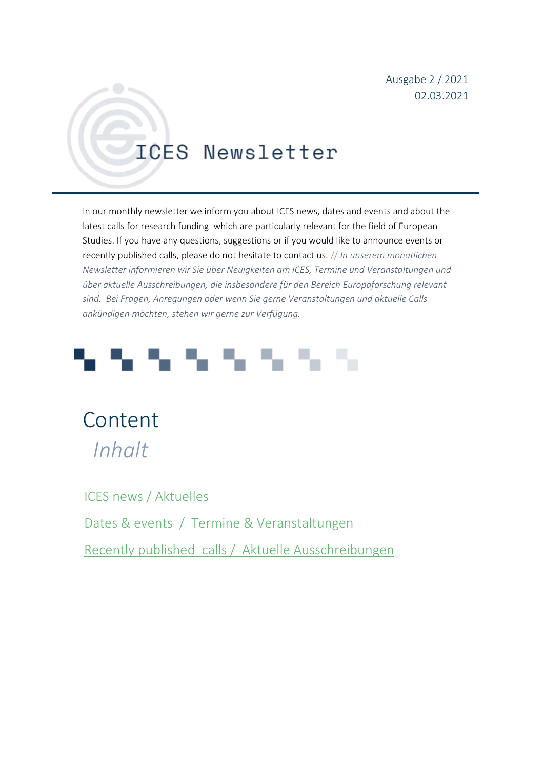Ausgabe 2 / 2021
02.03.2021

# ICES Newsletter

In our monthly newsletter we inform you about ICES news, dates and events and about the latest calls for research funding which are particularly relevant for the field of European Studies. If you have any questions, suggestions or if you would like to announce events or recently published calls, please do not hesitate to contact us. // *In unserem monatlichen Newsletter informieren wir Sie über Neuigkeiten am ICES, Termine und Veranstaltungen und über aktuelle Ausschreibungen, die insbesondere für den Bereich Europaforschung relevant sind. Bei Fragen, Anregungen oder wenn Sie gerne Veranstaltungen und aktuelle Calls ankündigen möchten, stehen wir gerne zur Verfügung.*

## Content

*Inhalt*

ICES news / Aktuelles

Dates & events / Termine & Veranstaltungen

Recently published calls / Aktuelle Ausschreibungen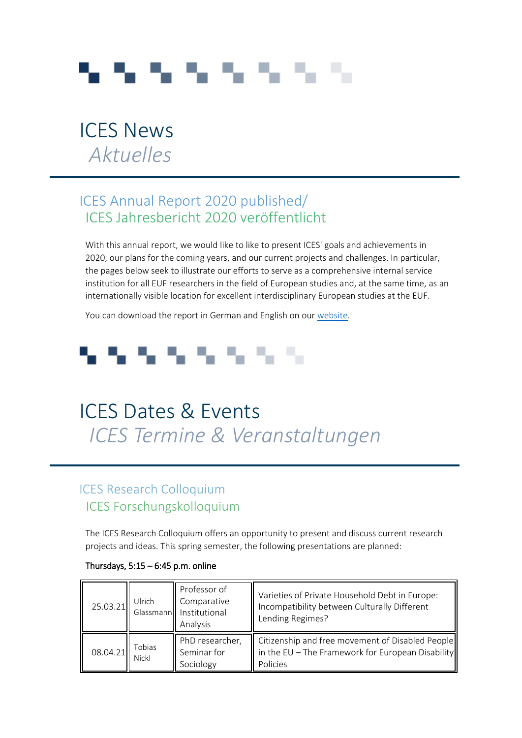# ICES News
*Aktuelles*

## ICES Annual Report 2020 published/
## ICES Jahresbericht 2020 veröffentlicht

With this annual report, we would like to like to present ICES' goals and achievements in 2020, our plans for the coming years, and our current projects and challenges. In particular, the pages below seek to illustrate our efforts to serve as a comprehensive internal service institution for all EUF researchers in the field of European studies and, at the same time, as an internationally visible location for excellent interdisciplinary European studies at the EUF.

You can download the report in German and English on our website.

# ICES Dates & Events
*ICES Termine & Veranstaltungen*

## ICES Research Colloquium
## ICES Forschungskolloquium

The ICES Research Colloquium offers an opportunity to present and discuss current research projects and ideas. This spring semester, the following presentations are planned:

**Thursdays, 5:15 – 6:45 p.m. online**

| Date | Name | Position | Title |
|---|---|---|---|
| 25.03.21 | Ulrich Glassmann | Professor of Comparative Institutional Analysis | Varieties of Private Household Debt in Europe: Incompatibility between Culturally Different Lending Regimes? |
| 08.04.21 | Tobias Nickl | PhD researcher, Seminar for Sociology | Citizenship and free movement of Disabled People in the EU – The Framework for European Disability Policies |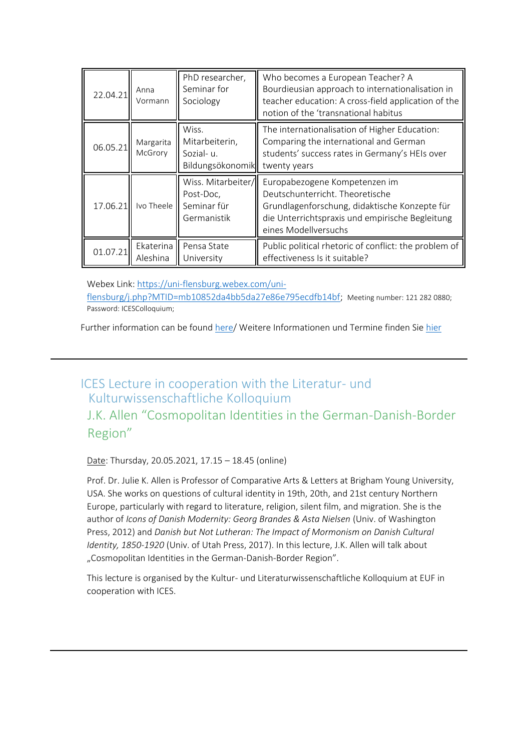| | | | |
|---|---|---|---|
| 22.04.21 | Anna Vormann | PhD researcher, Seminar for Sociology | Who becomes a European Teacher? A Bourdieusian approach to internationalisation in teacher education: A cross-field application of the notion of the 'transnational habitus |
| 06.05.21 | Margarita McGrory | Wiss. Mitarbeiterin, Sozial- u. Bildungsökonomik | The internationalisation of Higher Education: Comparing the international and German students' success rates in Germany's HEIs over twenty years |
| 17.06.21 | Ivo Theele | Wiss. Mitarbeiter/ Post-Doc, Seminar für Germanistik | Europabezogene Kompetenzen im Deutschunterricht. Theoretische Grundlagenforschung, didaktische Konzepte für die Unterrichtspraxis und empirische Begleitung eines Modellversuchs |
| 01.07.21 | Ekaterina Aleshina | Pensa State University | Public political rhetoric of conflict: the problem of effectiveness Is it suitable? |

Webex Link: https://uni-flensburg.webex.com/uni-flensburg/j.php?MTID=mb10852da4bb5da27e86e795ecdfb14bf; Meeting number: 121 282 0880; Password: ICESColloquium;

Further information can be found here/ Weitere Informationen und Termine finden Sie hier

---

## ICES Lecture in cooperation with the Literatur- und Kulturwissenschaftliche Kolloquium

## J.K. Allen "Cosmopolitan Identities in the German-Danish-Border Region"

Date: Thursday, 20.05.2021, 17.15 – 18.45 (online)

Prof. Dr. Julie K. Allen is Professor of Comparative Arts & Letters at Brigham Young University, USA. She works on questions of cultural identity in 19th, 20th, and 21st century Northern Europe, particularly with regard to literature, religion, silent film, and migration. She is the author of *Icons of Danish Modernity: Georg Brandes & Asta Nielsen* (Univ. of Washington Press, 2012) and *Danish but Not Lutheran: The Impact of Mormonism on Danish Cultural Identity, 1850-1920* (Univ. of Utah Press, 2017). In this lecture, J.K. Allen will talk about „Cosmopolitan Identities in the German-Danish-Border Region".

This lecture is organised by the Kultur- und Literaturwissenschaftliche Kolloquium at EUF in cooperation with ICES.

---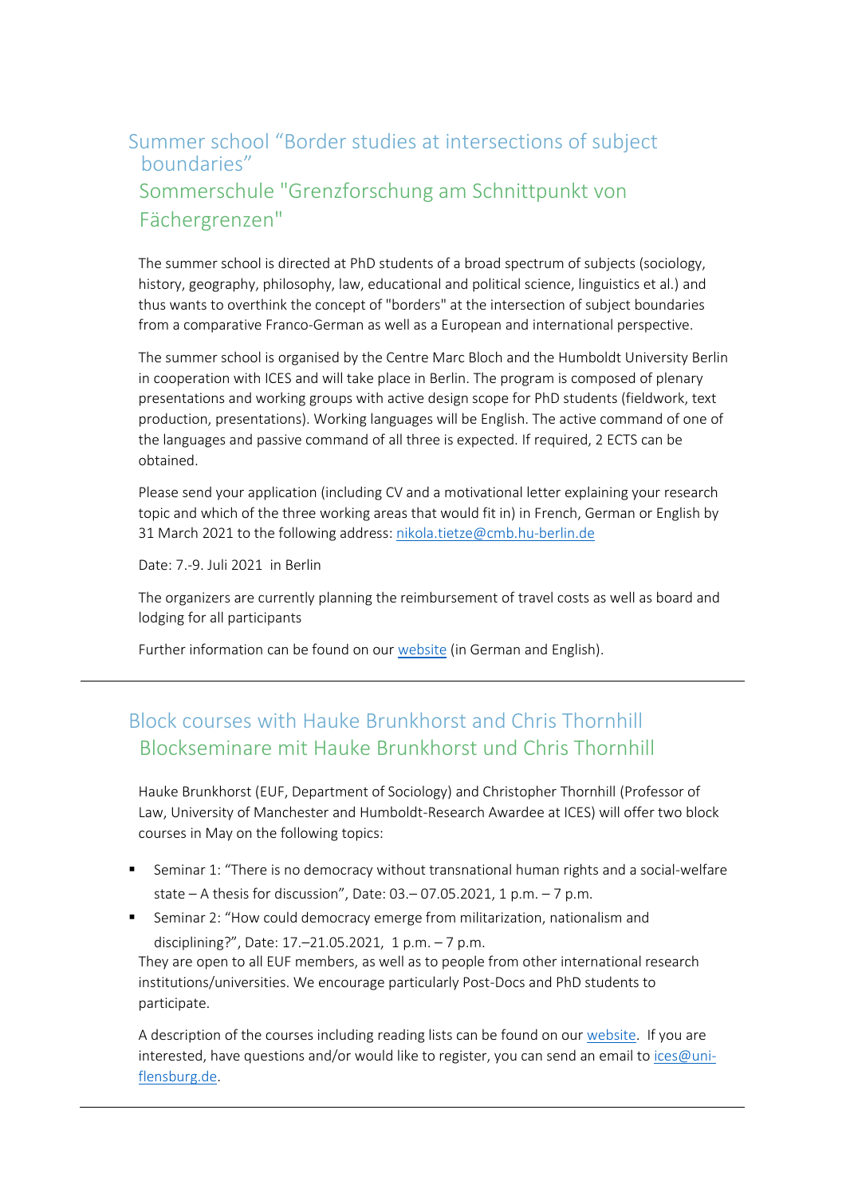## Summer school “Border studies at intersections of subject boundaries”

## Sommerschule "Grenzforschung am Schnittpunkt von Fächergrenzen"

The summer school is directed at PhD students of a broad spectrum of subjects (sociology, history, geography, philosophy, law, educational and political science, linguistics et al.) and thus wants to overthink the concept of "borders" at the intersection of subject boundaries from a comparative Franco-German as well as a European and international perspective.

The summer school is organised by the Centre Marc Bloch and the Humboldt University Berlin in cooperation with ICES and will take place in Berlin. The program is composed of plenary presentations and working groups with active design scope for PhD students (fieldwork, text production, presentations). Working languages will be English. The active command of one of the languages and passive command of all three is expected. If required, 2 ECTS can be obtained.

Please send your application (including CV and a motivational letter explaining your research topic and which of the three working areas that would fit in) in French, German or English by 31 March 2021 to the following address: nikola.tietze@cmb.hu-berlin.de

Date: 7.-9. Juli 2021 in Berlin

The organizers are currently planning the reimbursement of travel costs as well as board and lodging for all participants

Further information can be found on our website (in German and English).

---

## Block courses with Hauke Brunkhorst and Chris Thornhill

## Blockseminare mit Hauke Brunkhorst und Chris Thornhill

Hauke Brunkhorst (EUF, Department of Sociology) and Christopher Thornhill (Professor of Law, University of Manchester and Humboldt-Research Awardee at ICES) will offer two block courses in May on the following topics:

- Seminar 1: “There is no democracy without transnational human rights and a social-welfare state – A thesis for discussion”, Date: 03.– 07.05.2021, 1 p.m. – 7 p.m.
- Seminar 2: “How could democracy emerge from militarization, nationalism and disciplining?”, Date: 17.–21.05.2021, 1 p.m. – 7 p.m.

They are open to all EUF members, as well as to people from other international research institutions/universities. We encourage particularly Post-Docs and PhD students to participate.

A description of the courses including reading lists can be found on our website. If you are interested, have questions and/or would like to register, you can send an email to ices@uni-flensburg.de.

---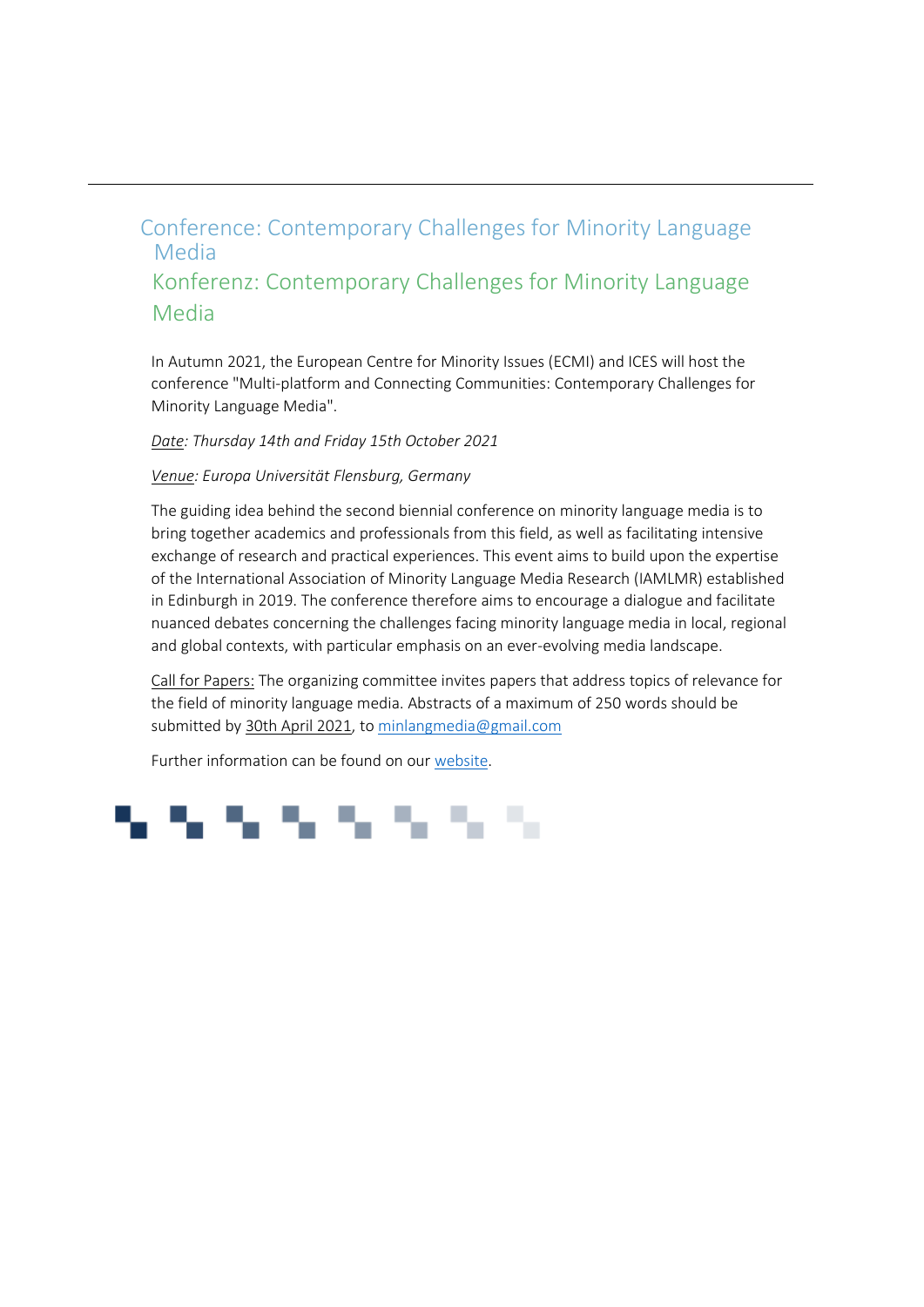## Conference: Contemporary Challenges for Minority Language Media

## Konferenz: Contemporary Challenges for Minority Language Media

In Autumn 2021, the European Centre for Minority Issues (ECMI) and ICES will host the conference "Multi-platform and Connecting Communities: Contemporary Challenges for Minority Language Media".

*Date: Thursday 14th and Friday 15th October 2021*

*Venue: Europa Universität Flensburg, Germany*

The guiding idea behind the second biennial conference on minority language media is to bring together academics and professionals from this field, as well as facilitating intensive exchange of research and practical experiences. This event aims to build upon the expertise of the International Association of Minority Language Media Research (IAMLMR) established in Edinburgh in 2019. The conference therefore aims to encourage a dialogue and facilitate nuanced debates concerning the challenges facing minority language media in local, regional and global contexts, with particular emphasis on an ever-evolving media landscape.

Call for Papers: The organizing committee invites papers that address topics of relevance for the field of minority language media. Abstracts of a maximum of 250 words should be submitted by 30th April 2021, to minlangmedia@gmail.com

Further information can be found on our website.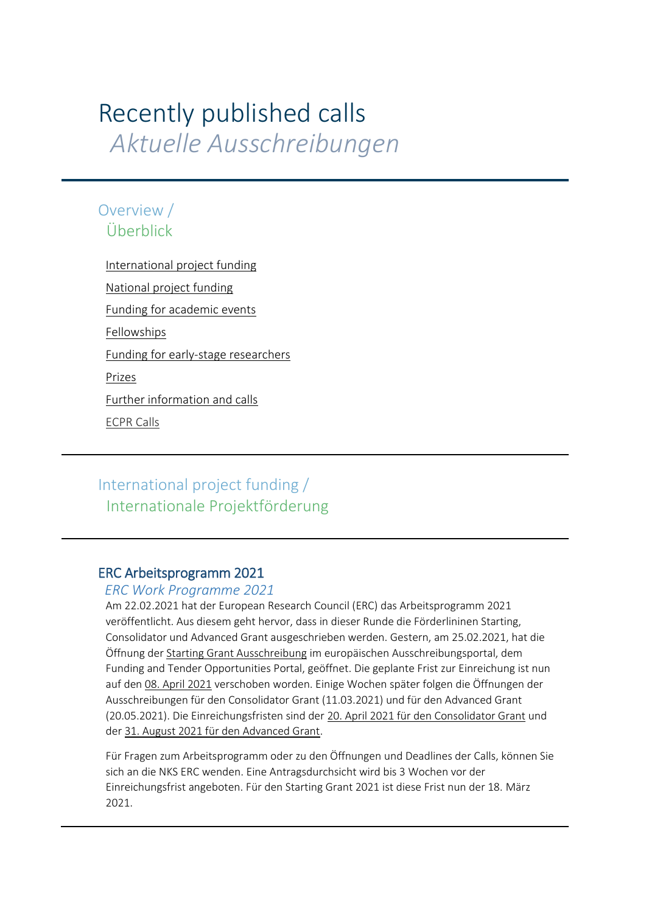# Recently published calls
*Aktuelle Ausschreibungen*

## Overview / Überblick

- International project funding
- National project funding
- Funding for academic events
- Fellowships
- Funding for early-stage researchers
- Prizes
- Further information and calls
- ECPR Calls

---

## International project funding / Internationale Projektförderung

---

### ERC Arbeitsprogramm 2021
*ERC Work Programme 2021*

Am 22.02.2021 hat der European Research Council (ERC) das Arbeitsprogramm 2021 veröffentlicht. Aus diesem geht hervor, dass in dieser Runde die Förderlininen Starting, Consolidator und Advanced Grant ausgeschrieben werden. Gestern, am 25.02.2021, hat die Öffnung der Starting Grant Ausschreibung im europäischen Ausschreibungsportal, dem Funding and Tender Opportunities Portal, geöffnet. Die geplante Frist zur Einreichung ist nun auf den 08. April 2021 verschoben worden. Einige Wochen später folgen die Öffnungen der Ausschreibungen für den Consolidator Grant (11.03.2021) und für den Advanced Grant (20.05.2021). Die Einreichungsfristen sind der 20. April 2021 für den Consolidator Grant und der 31. August 2021 für den Advanced Grant.

Für Fragen zum Arbeitsprogramm oder zu den Öffnungen und Deadlines der Calls, können Sie sich an die NKS ERC wenden. Eine Antragsdurchsicht wird bis 3 Wochen vor der Einreichungsfrist angeboten. Für den Starting Grant 2021 ist diese Frist nun der 18. März 2021.

---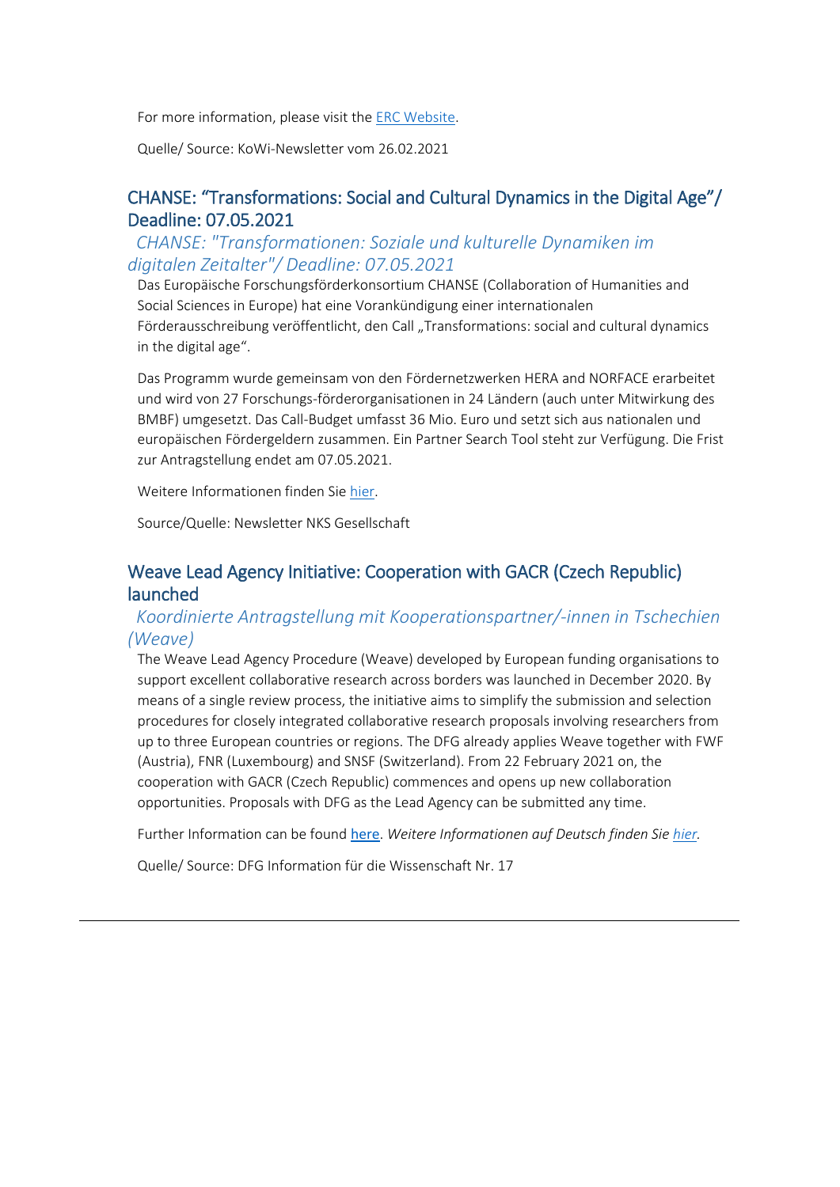For more information, please visit the [ERC Website](ERC Website).

Quelle/ Source: KoWi-Newsletter vom 26.02.2021

## CHANSE: “Transformations: Social and Cultural Dynamics in the Digital Age”/ Deadline: 07.05.2021

### *CHANSE: "Transformationen: Soziale und kulturelle Dynamiken im digitalen Zeitalter"/ Deadline: 07.05.2021*

Das Europäische Forschungsförderkonsortium CHANSE (Collaboration of Humanities and Social Sciences in Europe) hat eine Vorankündigung einer internationalen Förderausschreibung veröffentlicht, den Call „Transformations: social and cultural dynamics in the digital age“.

Das Programm wurde gemeinsam von den Fördernetzwerken HERA and NORFACE erarbeitet und wird von 27 Forschungs-förderorganisationen in 24 Ländern (auch unter Mitwirkung des BMBF) umgesetzt. Das Call-Budget umfasst 36 Mio. Euro und setzt sich aus nationalen und europäischen Fördergeldern zusammen. Ein Partner Search Tool steht zur Verfügung. Die Frist zur Antragstellung endet am 07.05.2021.

Weitere Informationen finden Sie hier.

Source/Quelle: Newsletter NKS Gesellschaft

## Weave Lead Agency Initiative: Cooperation with GACR (Czech Republic) launched

### *Koordinierte Antragstellung mit Kooperationspartner/-innen in Tschechien (Weave)*

The Weave Lead Agency Procedure (Weave) developed by European funding organisations to support excellent collaborative research across borders was launched in December 2020. By means of a single review process, the initiative aims to simplify the submission and selection procedures for closely integrated collaborative research proposals involving researchers from up to three European countries or regions. The DFG already applies Weave together with FWF (Austria), FNR (Luxembourg) and SNSF (Switzerland). From 22 February 2021 on, the cooperation with GACR (Czech Republic) commences and opens up new collaboration opportunities. Proposals with DFG as the Lead Agency can be submitted any time.

Further Information can be found here. *Weitere Informationen auf Deutsch finden Sie hier.*

Quelle/ Source: DFG Information für die Wissenschaft Nr. 17

---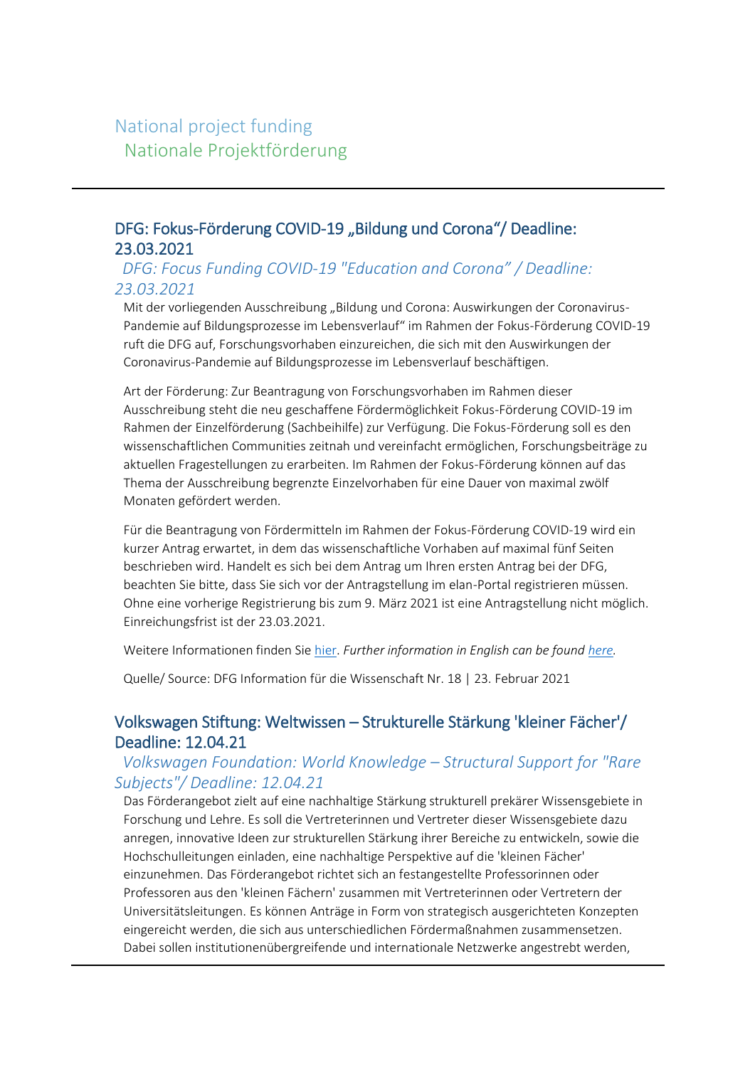# National project funding
# Nationale Projektförderung

## DFG: Fokus-Förderung COVID-19 „Bildung und Corona"/ Deadline: 23.03.2021

### *DFG: Focus Funding COVID-19 "Education and Corona" / Deadline: 23.03.2021*

Mit der vorliegenden Ausschreibung „Bildung und Corona: Auswirkungen der Coronavirus-Pandemie auf Bildungsprozesse im Lebensverlauf" im Rahmen der Fokus-Förderung COVID-19 ruft die DFG auf, Forschungsvorhaben einzureichen, die sich mit den Auswirkungen der Coronavirus-Pandemie auf Bildungsprozesse im Lebensverlauf beschäftigen.

Art der Förderung: Zur Beantragung von Forschungsvorhaben im Rahmen dieser Ausschreibung steht die neu geschaffene Fördermöglichkeit Fokus-Förderung COVID-19 im Rahmen der Einzelförderung (Sachbeihilfe) zur Verfügung. Die Fokus-Förderung soll es den wissenschaftlichen Communities zeitnah und vereinfacht ermöglichen, Forschungsbeiträge zu aktuellen Fragestellungen zu erarbeiten. Im Rahmen der Fokus-Förderung können auf das Thema der Ausschreibung begrenzte Einzelvorhaben für eine Dauer von maximal zwölf Monaten gefördert werden.

Für die Beantragung von Fördermitteln im Rahmen der Fokus-Förderung COVID-19 wird ein kurzer Antrag erwartet, in dem das wissenschaftliche Vorhaben auf maximal fünf Seiten beschrieben wird. Handelt es sich bei dem Antrag um Ihren ersten Antrag bei der DFG, beachten Sie bitte, dass Sie sich vor der Antragstellung im elan-Portal registrieren müssen. Ohne eine vorherige Registrierung bis zum 9. März 2021 ist eine Antragstellung nicht möglich. Einreichungsfrist ist der 23.03.2021.

Weitere Informationen finden Sie hier. *Further information in English can be found here.*

Quelle/ Source: DFG Information für die Wissenschaft Nr. 18 | 23. Februar 2021

## Volkswagen Stiftung: Weltwissen – Strukturelle Stärkung 'kleiner Fächer'/ Deadline: 12.04.21

### *Volkswagen Foundation: World Knowledge – Structural Support for "Rare Subjects"/ Deadline: 12.04.21*

Das Förderangebot zielt auf eine nachhaltige Stärkung strukturell prekärer Wissensgebiete in Forschung und Lehre. Es soll die Vertreterinnen und Vertreter dieser Wissensgebiete dazu anregen, innovative Ideen zur strukturellen Stärkung ihrer Bereiche zu entwickeln, sowie die Hochschulleitungen einladen, eine nachhaltige Perspektive auf die 'kleinen Fächer' einzunehmen. Das Förderangebot richtet sich an festangestellte Professorinnen oder Professoren aus den 'kleinen Fächern' zusammen mit Vertreterinnen oder Vertretern der Universitätsleitungen. Es können Anträge in Form von strategisch ausgerichteten Konzepten eingereicht werden, die sich aus unterschiedlichen Fördermaßnahmen zusammensetzen. Dabei sollen institutionenübergreifende und internationale Netzwerke angestrebt werden,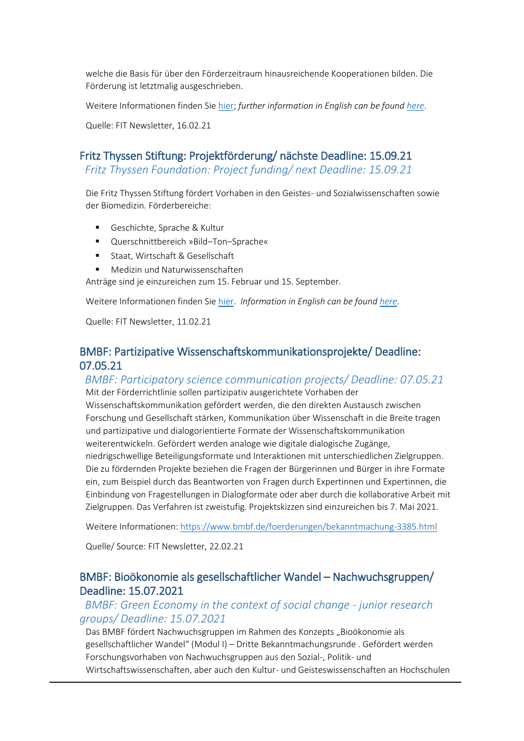welche die Basis für über den Förderzeitraum hinausreichende Kooperationen bilden. Die Förderung ist letztmalig ausgeschrieben.

Weitere Informationen finden Sie hier; *further information in English can be found here*.

Quelle: FIT Newsletter, 16.02.21

## Fritz Thyssen Stiftung: Projektförderung/ nächste Deadline: 15.09.21

*Fritz Thyssen Foundation: Project funding/ next Deadline: 15.09.21*

Die Fritz Thyssen Stiftung fördert Vorhaben in den Geistes- und Sozialwissenschaften sowie der Biomedizin. Förderbereiche:

- Geschichte, Sprache & Kultur
- Querschnittbereich »Bild–Ton–Sprache«
- Staat, Wirtschaft & Gesellschaft
- Medizin und Naturwissenschaften

Anträge sind je einzureichen zum 15. Februar und 15. September.

Weitere Informationen finden Sie hier. *Information in English can be found here*.

Quelle: FIT Newsletter, 11.02.21

## BMBF: Partizipative Wissenschaftskommunikationsprojekte/ Deadline: 07.05.21

*BMBF: Participatory science communication projects/ Deadline: 07.05.21*

Mit der Förderrichtlinie sollen partizipativ ausgerichtete Vorhaben der Wissenschaftskommunikation gefördert werden, die den direkten Austausch zwischen Forschung und Gesellschaft stärken, Kommunikation über Wissenschaft in die Breite tragen und partizipative und dialogorientierte Formate der Wissenschaftskommunikation weiterentwickeln. Gefördert werden analoge wie digitale dialogische Zugänge, niedrigschwellige Beteiligungsformate und Interaktionen mit unterschiedlichen Zielgruppen. Die zu fördernden Projekte beziehen die Fragen der Bürgerinnen und Bürger in ihre Formate ein, zum Beispiel durch das Beantworten von Fragen durch Expertinnen und Expertinnen, die Einbindung von Fragestellungen in Dialogformate oder aber durch die kollaborative Arbeit mit Zielgruppen. Das Verfahren ist zweistufig. Projektskizzen sind einzureichen bis 7. Mai 2021.

Weitere Informationen: https://www.bmbf.de/foerderungen/bekanntmachung-3385.html

Quelle/ Source: FIT Newsletter, 22.02.21

## BMBF: Bioökonomie als gesellschaftlicher Wandel – Nachwuchsgruppen/ Deadline: 15.07.2021

*BMBF: Green Economy in the context of social change - junior research groups/ Deadline: 15.07.2021*

Das BMBF fördert Nachwuchsgruppen im Rahmen des Konzepts „Bioökonomie als gesellschaftlicher Wandel" (Modul I) – Dritte Bekanntmachungsrunde . Gefördert werden Forschungsvorhaben von Nachwuchsgruppen aus den Sozial-, Politik- und Wirtschaftswissenschaften, aber auch den Kultur- und Geisteswissenschaften an Hochschulen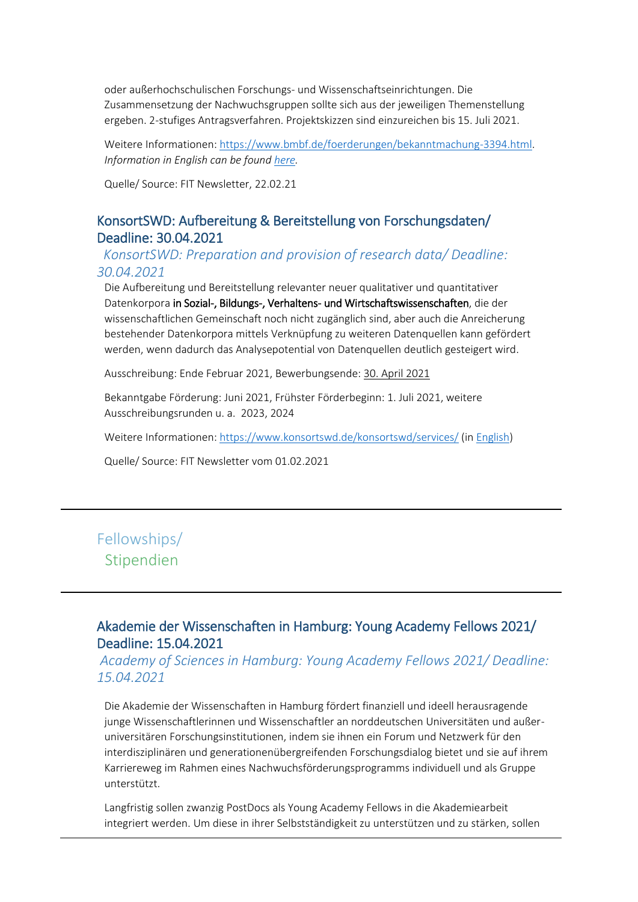oder außerhochschulischen Forschungs- und Wissenschaftseinrichtungen. Die Zusammensetzung der Nachwuchsgruppen sollte sich aus der jeweiligen Themenstellung ergeben. 2-stufiges Antragsverfahren. Projektskizzen sind einzureichen bis 15. Juli 2021.

Weitere Informationen: https://www.bmbf.de/foerderungen/bekanntmachung-3394.html. *Information in English can be found here.*

Quelle/ Source: FIT Newsletter, 22.02.21

### KonsortSWD: Aufbereitung & Bereitstellung von Forschungsdaten/ Deadline: 30.04.2021

*KonsortSWD: Preparation and provision of research data/ Deadline: 30.04.2021*

Die Aufbereitung und Bereitstellung relevanter neuer qualitativer und quantitativer Datenkorpora in Sozial-, Bildungs-, Verhaltens- und Wirtschaftswissenschaften, die der wissenschaftlichen Gemeinschaft noch nicht zugänglich sind, aber auch die Anreicherung bestehender Datenkorpora mittels Verknüpfung zu weiteren Datenquellen kann gefördert werden, wenn dadurch das Analysepotential von Datenquellen deutlich gesteigert wird.

Ausschreibung: Ende Februar 2021, Bewerbungsende: 30. April 2021

Bekanntgabe Förderung: Juni 2021, Frühster Förderbeginn: 1. Juli 2021, weitere Ausschreibungsrunden u. a. 2023, 2024

Weitere Informationen: https://www.konsortswd.de/konsortswd/services/ (in English)

Quelle/ Source: FIT Newsletter vom 01.02.2021

---

## Fellowships/ Stipendien

---

### Akademie der Wissenschaften in Hamburg: Young Academy Fellows 2021/ Deadline: 15.04.2021

*Academy of Sciences in Hamburg: Young Academy Fellows 2021/ Deadline: 15.04.2021*

Die Akademie der Wissenschaften in Hamburg fördert finanziell und ideell herausragende junge Wissenschaftlerinnen und Wissenschaftler an norddeutschen Universitäten und außeruniversitären Forschungsinstitutionen, indem sie ihnen ein Forum und Netzwerk für den interdisziplinären und generationenübergreifenden Forschungsdialog bietet und sie auf ihrem Karriereweg im Rahmen eines Nachwuchsförderungsprogramms individuell und als Gruppe unterstützt.

Langfristig sollen zwanzig PostDocs als Young Academy Fellows in die Akademiearbeit integriert werden. Um diese in ihrer Selbstständigkeit zu unterstützen und zu stärken, sollen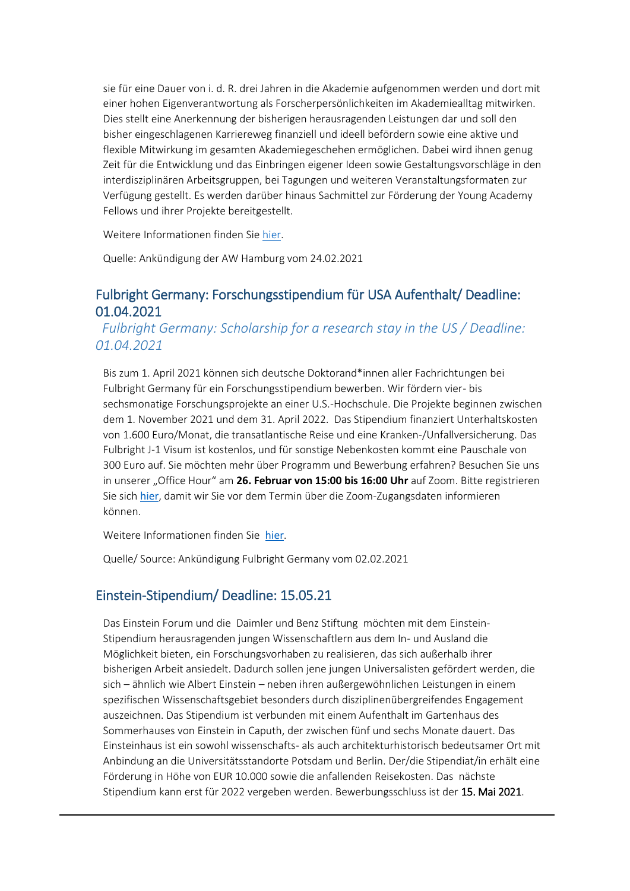sie für eine Dauer von i. d. R. drei Jahren in die Akademie aufgenommen werden und dort mit einer hohen Eigenverantwortung als Forscherpersönlichkeiten im Akademiealltag mitwirken. Dies stellt eine Anerkennung der bisherigen herausragenden Leistungen dar und soll den bisher eingeschlagenen Karriereweg finanziell und ideell befördern sowie eine aktive und flexible Mitwirkung im gesamten Akademiegeschehen ermöglichen. Dabei wird ihnen genug Zeit für die Entwicklung und das Einbringen eigener Ideen sowie Gestaltungsvorschläge in den interdisziplinären Arbeitsgruppen, bei Tagungen und weiteren Veranstaltungsformaten zur Verfügung gestellt. Es werden darüber hinaus Sachmittel zur Förderung der Young Academy Fellows und ihrer Projekte bereitgestellt.

Weitere Informationen finden Sie hier.

Quelle: Ankündigung der AW Hamburg vom 24.02.2021

## Fulbright Germany: Forschungsstipendium für USA Aufenthalt/ Deadline: 01.04.2021

*Fulbright Germany: Scholarship for a research stay in the US / Deadline: 01.04.2021*

Bis zum 1. April 2021 können sich deutsche Doktorand*innen aller Fachrichtungen bei Fulbright Germany für ein Forschungsstipendium bewerben. Wir fördern vier- bis sechsmonatige Forschungsprojekte an einer U.S.-Hochschule. Die Projekte beginnen zwischen dem 1. November 2021 und dem 31. April 2022. Das Stipendium finanziert Unterhaltskosten von 1.600 Euro/Monat, die transatlantische Reise und eine Kranken-/Unfallversicherung. Das Fulbright J-1 Visum ist kostenlos, und für sonstige Nebenkosten kommt eine Pauschale von 300 Euro auf. Sie möchten mehr über Programm und Bewerbung erfahren? Besuchen Sie uns in unserer „Office Hour" am **26. Februar von 15:00 bis 16:00 Uhr** auf Zoom. Bitte registrieren Sie sich hier, damit wir Sie vor dem Termin über die Zoom-Zugangsdaten informieren können.

Weitere Informationen finden Sie hier.

Quelle/ Source: Ankündigung Fulbright Germany vom 02.02.2021

## Einstein-Stipendium/ Deadline: 15.05.21

Das Einstein Forum und die Daimler und Benz Stiftung möchten mit dem Einstein-Stipendium herausragenden jungen Wissenschaftlern aus dem In- und Ausland die Möglichkeit bieten, ein Forschungsvorhaben zu realisieren, das sich außerhalb ihrer bisherigen Arbeit ansiedelt. Dadurch sollen jene jungen Universalisten gefördert werden, die sich – ähnlich wie Albert Einstein – neben ihren außergewöhnlichen Leistungen in einem spezifischen Wissenschaftsgebiet besonders durch disziplinenübergreifendes Engagement auszeichnen. Das Stipendium ist verbunden mit einem Aufenthalt im Gartenhaus des Sommerhauses von Einstein in Caputh, der zwischen fünf und sechs Monate dauert. Das Einsteinhaus ist ein sowohl wissenschafts- als auch architekturhistorisch bedeutsamer Ort mit Anbindung an die Universitätsstandorte Potsdam und Berlin. Der/die Stipendiat/in erhält eine Förderung in Höhe von EUR 10.000 sowie die anfallenden Reisekosten. Das nächste Stipendium kann erst für 2022 vergeben werden. Bewerbungsschluss ist der **15. Mai 2021**.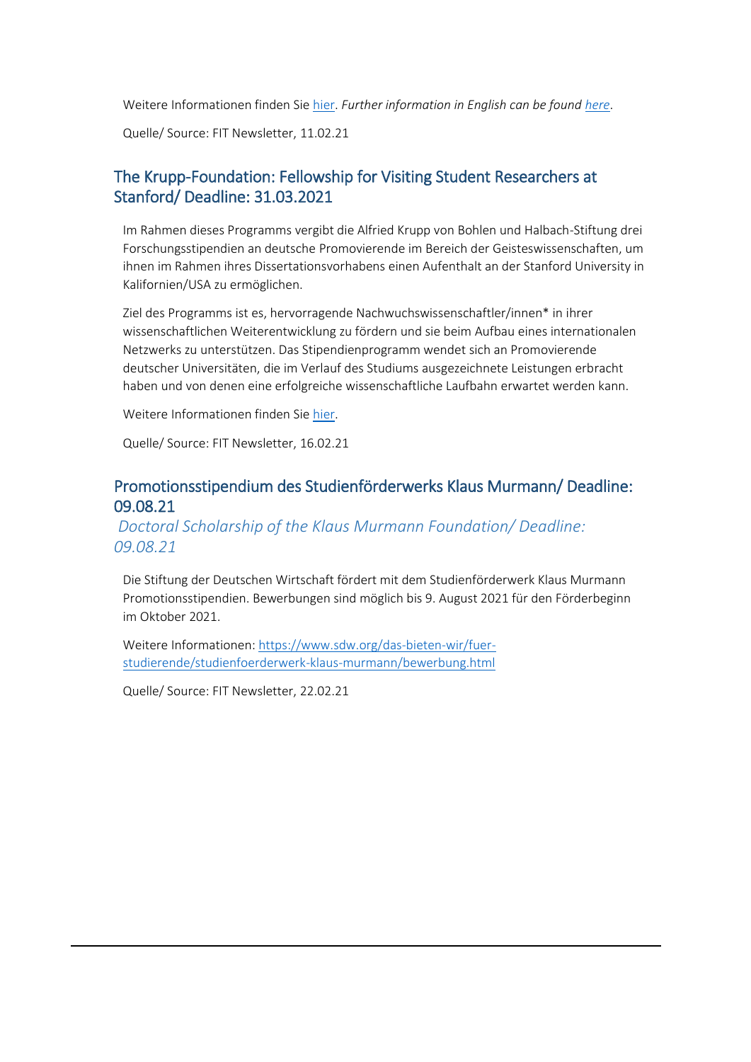Weitere Informationen finden Sie hier. *Further information in English can be found here.*

Quelle/ Source: FIT Newsletter, 11.02.21

## The Krupp-Foundation: Fellowship for Visiting Student Researchers at Stanford/ Deadline: 31.03.2021

Im Rahmen dieses Programms vergibt die Alfried Krupp von Bohlen und Halbach-Stiftung drei Forschungsstipendien an deutsche Promovierende im Bereich der Geisteswissenschaften, um ihnen im Rahmen ihres Dissertationsvorhabens einen Aufenthalt an der Stanford University in Kalifornien/USA zu ermöglichen.

Ziel des Programms ist es, hervorragende Nachwuchswissenschaftler/innen* in ihrer wissenschaftlichen Weiterentwicklung zu fördern und sie beim Aufbau eines internationalen Netzwerks zu unterstützen. Das Stipendienprogramm wendet sich an Promovierende deutscher Universitäten, die im Verlauf des Studiums ausgezeichnete Leistungen erbracht haben und von denen eine erfolgreiche wissenschaftliche Laufbahn erwartet werden kann.

Weitere Informationen finden Sie hier.

Quelle/ Source: FIT Newsletter, 16.02.21

## Promotionsstipendium des Studienförderwerks Klaus Murmann/ Deadline: 09.08.21

## *Doctoral Scholarship of the Klaus Murmann Foundation/ Deadline: 09.08.21*

Die Stiftung der Deutschen Wirtschaft fördert mit dem Studienförderwerk Klaus Murmann Promotionsstipendien. Bewerbungen sind möglich bis 9. August 2021 für den Förderbeginn im Oktober 2021.

Weitere Informationen: https://www.sdw.org/das-bieten-wir/fuer-studierende/studienfoerderwerk-klaus-murmann/bewerbung.html

Quelle/ Source: FIT Newsletter, 22.02.21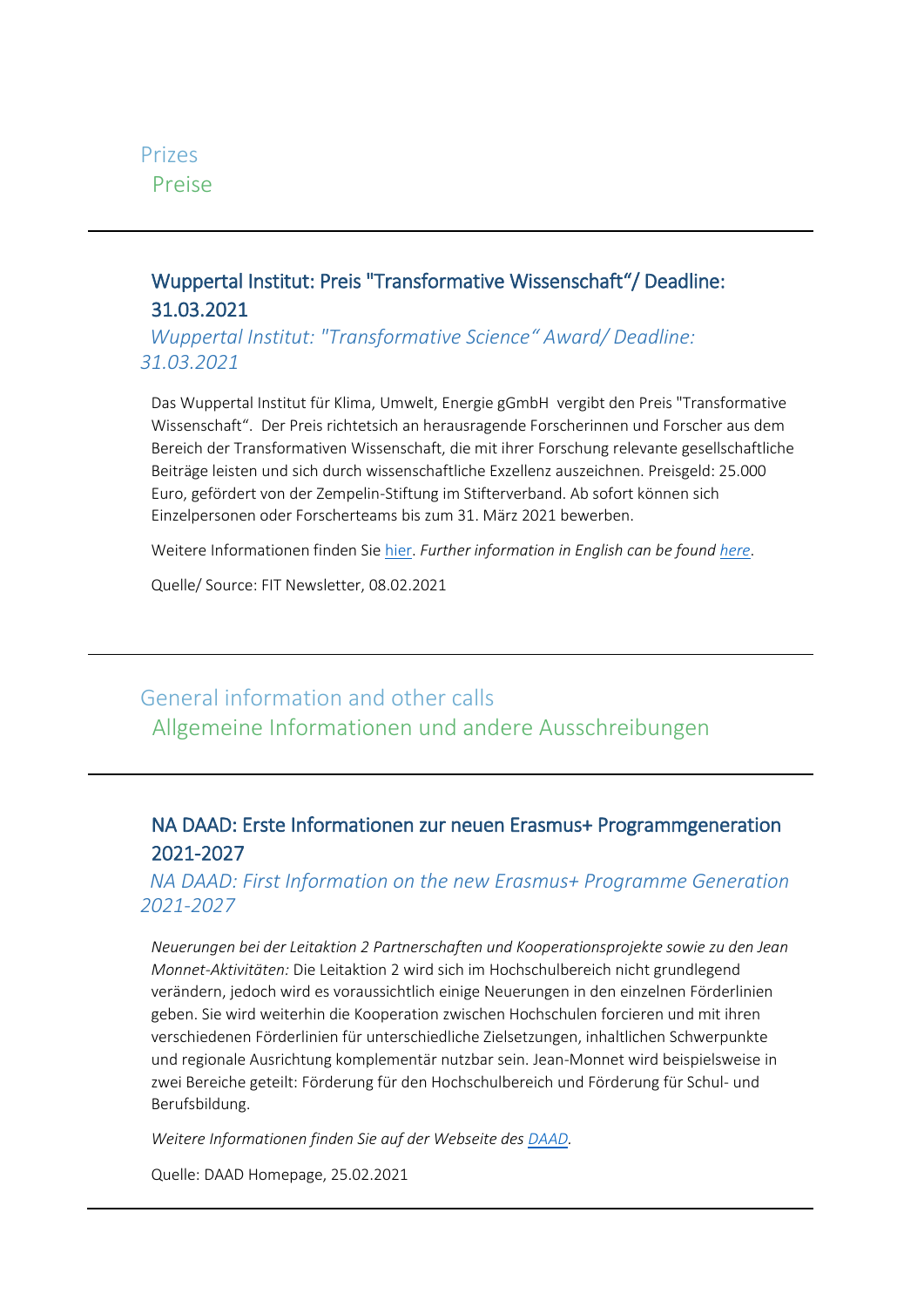## Prizes
## Preise

---

### Wuppertal Institut: Preis "Transformative Wissenschaft"/ Deadline: 31.03.2021

*Wuppertal Institut: "Transformative Science" Award/ Deadline: 31.03.2021*

Das Wuppertal Institut für Klima, Umwelt, Energie gGmbH vergibt den Preis "Transformative Wissenschaft". Der Preis richtetsich an herausragende Forscherinnen und Forscher aus dem Bereich der Transformativen Wissenschaft, die mit ihrer Forschung relevante gesellschaftliche Beiträge leisten und sich durch wissenschaftliche Exzellenz auszeichnen. Preisgeld: 25.000 Euro, gefördert von der Zempelin-Stiftung im Stifterverband. Ab sofort können sich Einzelpersonen oder Forscherteams bis zum 31. März 2021 bewerben.

Weitere Informationen finden Sie hier. *Further information in English can be found here.*

Quelle/ Source: FIT Newsletter, 08.02.2021

---

## General information and other calls
## Allgemeine Informationen und andere Ausschreibungen

---

### NA DAAD: Erste Informationen zur neuen Erasmus+ Programmgeneration 2021-2027

*NA DAAD: First Information on the new Erasmus+ Programme Generation 2021-2027*

*Neuerungen bei der Leitaktion 2 Partnerschaften und Kooperationsprojekte sowie zu den Jean Monnet-Aktivitäten:* Die Leitaktion 2 wird sich im Hochschulbereich nicht grundlegend verändern, jedoch wird es voraussichtlich einige Neuerungen in den einzelnen Förderlinien geben. Sie wird weiterhin die Kooperation zwischen Hochschulen forcieren und mit ihren verschiedenen Förderlinien für unterschiedliche Zielsetzungen, inhaltlichen Schwerpunkte und regionale Ausrichtung komplementär nutzbar sein. Jean-Monnet wird beispielsweise in zwei Bereiche geteilt: Förderung für den Hochschulbereich und Förderung für Schul- und Berufsbildung.

*Weitere Informationen finden Sie auf der Webseite des DAAD.*

Quelle: DAAD Homepage, 25.02.2021

---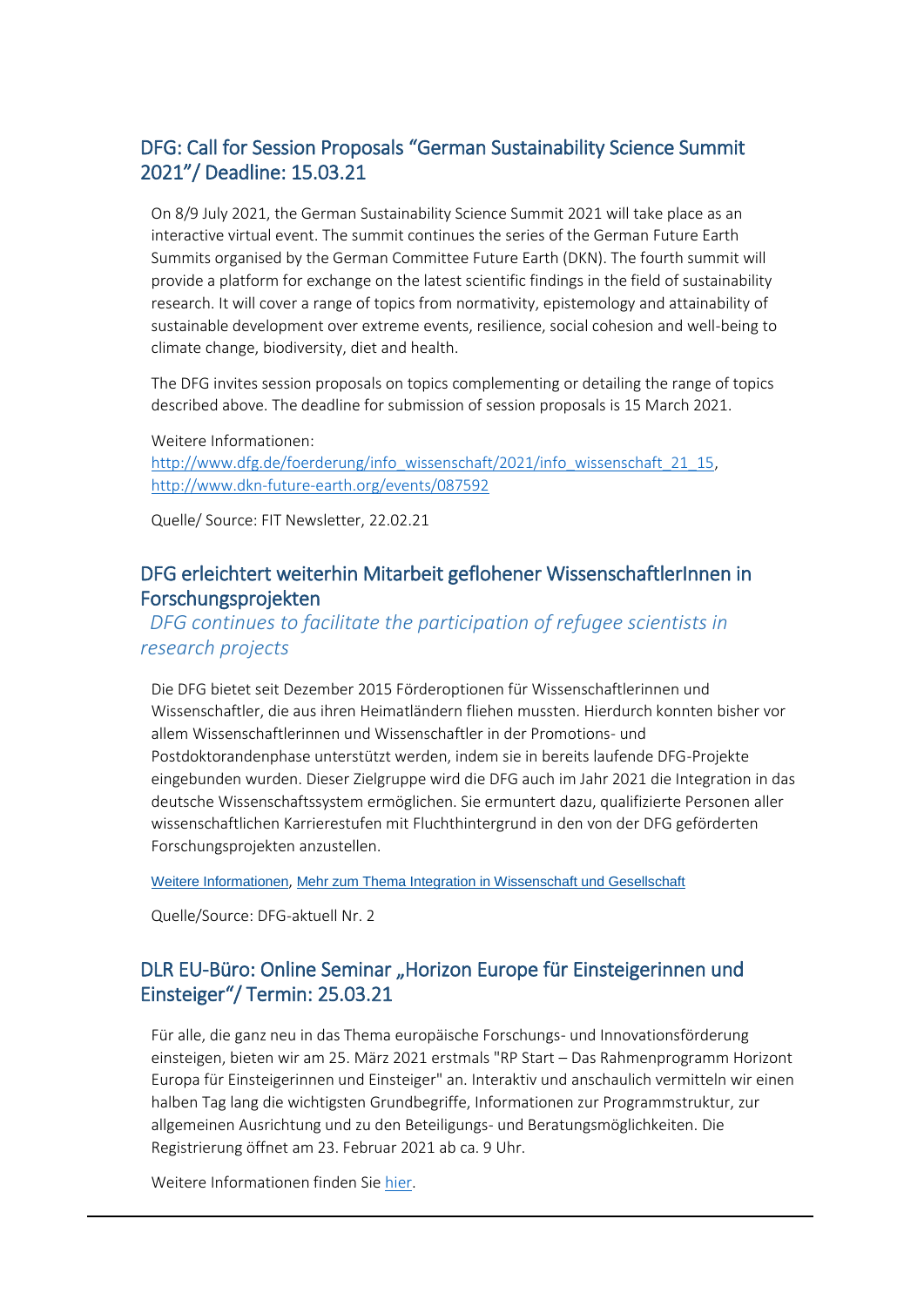## DFG: Call for Session Proposals "German Sustainability Science Summit 2021"/ Deadline: 15.03.21

On 8/9 July 2021, the German Sustainability Science Summit 2021 will take place as an interactive virtual event. The summit continues the series of the German Future Earth Summits organised by the German Committee Future Earth (DKN). The fourth summit will provide a platform for exchange on the latest scientific findings in the field of sustainability research. It will cover a range of topics from normativity, epistemology and attainability of sustainable development over extreme events, resilience, social cohesion and well-being to climate change, biodiversity, diet and health.

The DFG invites session proposals on topics complementing or detailing the range of topics described above. The deadline for submission of session proposals is 15 March 2021.

Weitere Informationen:
http://www.dfg.de/foerderung/info_wissenschaft/2021/info_wissenschaft_21_15, http://www.dkn-future-earth.org/events/087592

Quelle/ Source: FIT Newsletter, 22.02.21

## DFG erleichtert weiterhin Mitarbeit geflohener WissenschaftlerInnen in Forschungsprojekten

*DFG continues to facilitate the participation of refugee scientists in research projects*

Die DFG bietet seit Dezember 2015 Förderoptionen für Wissenschaftlerinnen und Wissenschaftler, die aus ihren Heimatländern fliehen mussten. Hierdurch konnten bisher vor allem Wissenschaftlerinnen und Wissenschaftler in der Promotions- und Postdoktorandenphase unterstützt werden, indem sie in bereits laufende DFG-Projekte eingebunden wurden. Dieser Zielgruppe wird die DFG auch im Jahr 2021 die Integration in das deutsche Wissenschaftssystem ermöglichen. Sie ermuntert dazu, qualifizierte Personen aller wissenschaftlichen Karrierestufen mit Fluchthintergrund in den von der DFG geförderten Forschungsprojekten anzustellen.

Weitere Informationen, Mehr zum Thema Integration in Wissenschaft und Gesellschaft

Quelle/Source: DFG-aktuell Nr. 2

## DLR EU-Büro: Online Seminar „Horizon Europe für Einsteigerinnen und Einsteiger"/ Termin: 25.03.21

Für alle, die ganz neu in das Thema europäische Forschungs- und Innovationsförderung einsteigen, bieten wir am 25. März 2021 erstmals "RP Start – Das Rahmenprogramm Horizont Europa für Einsteigerinnen und Einsteiger" an. Interaktiv und anschaulich vermitteln wir einen halben Tag lang die wichtigsten Grundbegriffe, Informationen zur Programmstruktur, zur allgemeinen Ausrichtung und zu den Beteiligungs- und Beratungsmöglichkeiten. Die Registrierung öffnet am 23. Februar 2021 ab ca. 9 Uhr.

Weitere Informationen finden Sie hier.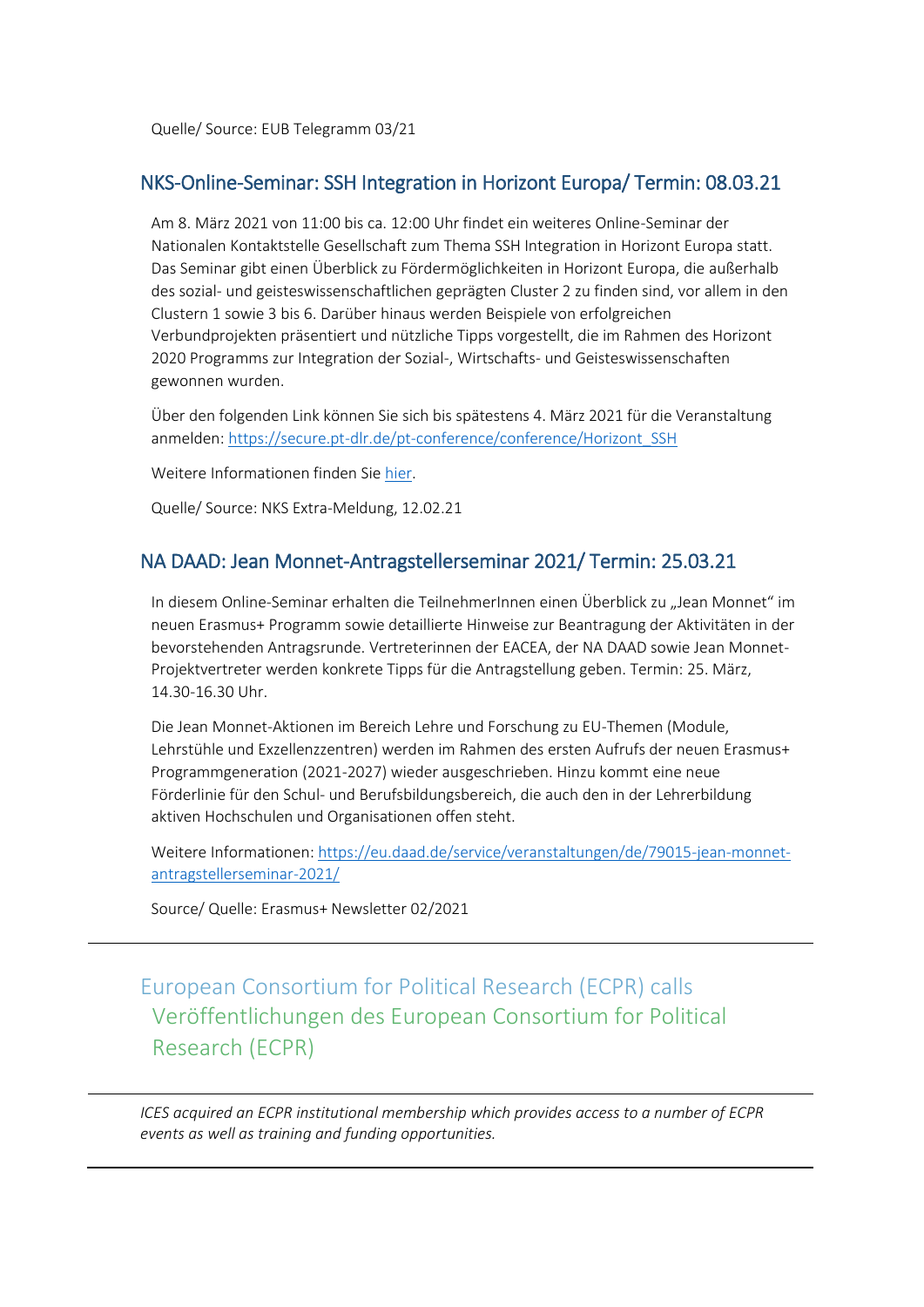Quelle/ Source: EUB Telegramm 03/21

### NKS-Online-Seminar: SSH Integration in Horizont Europa/ Termin: 08.03.21

Am 8. März 2021 von 11:00 bis ca. 12:00 Uhr findet ein weiteres Online-Seminar der Nationalen Kontaktstelle Gesellschaft zum Thema SSH Integration in Horizont Europa statt. Das Seminar gibt einen Überblick zu Fördermöglichkeiten in Horizont Europa, die außerhalb des sozial- und geisteswissenschaftlichen geprägten Cluster 2 zu finden sind, vor allem in den Clustern 1 sowie 3 bis 6. Darüber hinaus werden Beispiele von erfolgreichen Verbundprojekten präsentiert und nützliche Tipps vorgestellt, die im Rahmen des Horizont 2020 Programms zur Integration der Sozial-, Wirtschafts- und Geisteswissenschaften gewonnen wurden.

Über den folgenden Link können Sie sich bis spätestens 4. März 2021 für die Veranstaltung anmelden: https://secure.pt-dlr.de/pt-conference/conference/Horizont_SSH

Weitere Informationen finden Sie hier.

Quelle/ Source: NKS Extra-Meldung, 12.02.21

### NA DAAD: Jean Monnet-Antragstellerseminar 2021/ Termin: 25.03.21

In diesem Online-Seminar erhalten die TeilnehmerInnen einen Überblick zu „Jean Monnet" im neuen Erasmus+ Programm sowie detaillierte Hinweise zur Beantragung der Aktivitäten in der bevorstehenden Antragsrunde. Vertreterinnen der EACEA, der NA DAAD sowie Jean Monnet-Projektvertreter werden konkrete Tipps für die Antragstellung geben. Termin: 25. März, 14.30-16.30 Uhr.

Die Jean Monnet-Aktionen im Bereich Lehre und Forschung zu EU-Themen (Module, Lehrstühle und Exzellenzzentren) werden im Rahmen des ersten Aufrufs der neuen Erasmus+ Programmgeneration (2021-2027) wieder ausgeschrieben. Hinzu kommt eine neue Förderlinie für den Schul- und Berufsbildungsbereich, die auch den in der Lehrerbildung aktiven Hochschulen und Organisationen offen steht.

Weitere Informationen: https://eu.daad.de/service/veranstaltungen/de/79015-jean-monnet-antragstellerseminar-2021/

Source/ Quelle: Erasmus+ Newsletter 02/2021

---

## European Consortium for Political Research (ECPR) calls
## Veröffentlichungen des European Consortium for Political Research (ECPR)

---

*ICES acquired an ECPR institutional membership which provides access to a number of ECPR events as well as training and funding opportunities.*

---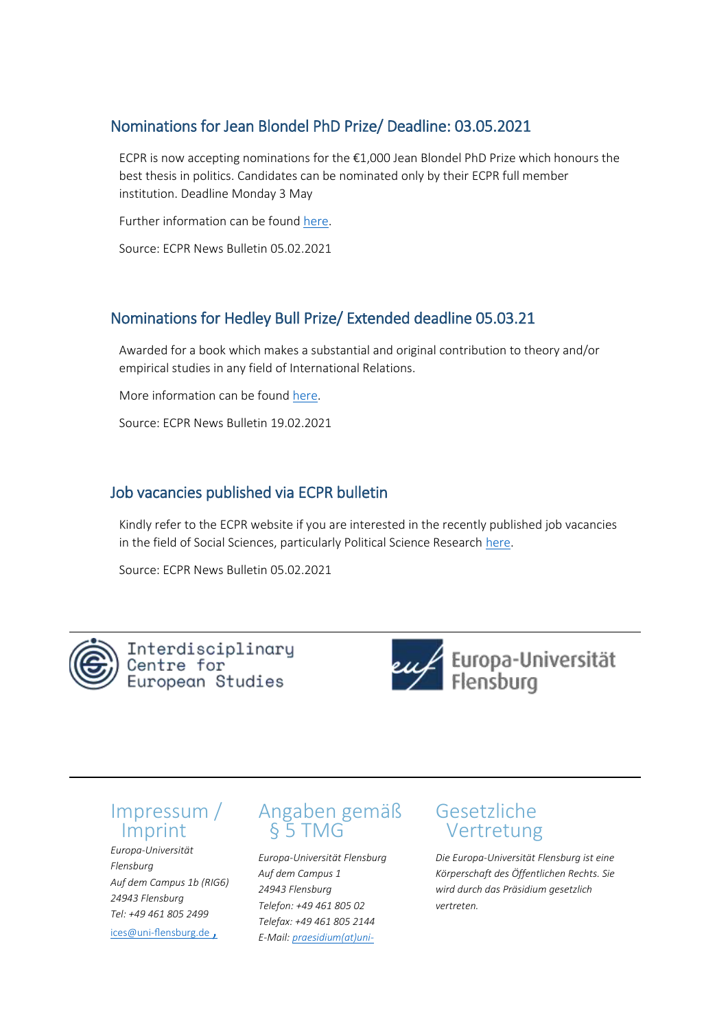## Nominations for Jean Blondel PhD Prize/ Deadline: 03.05.2021

ECPR is now accepting nominations for the €1,000 Jean Blondel PhD Prize which honours the best thesis in politics. Candidates can be nominated only by their ECPR full member institution. Deadline Monday 3 May

Further information can be found here.

Source: ECPR News Bulletin 05.02.2021

## Nominations for Hedley Bull Prize/ Extended deadline 05.03.21

Awarded for a book which makes a substantial and original contribution to theory and/or empirical studies in any field of International Relations.

More information can be found here.

Source: ECPR News Bulletin 19.02.2021

## Job vacancies published via ECPR bulletin

Kindly refer to the ECPR website if you are interested in the recently published job vacancies in the field of Social Sciences, particularly Political Science Research here.

Source: ECPR News Bulletin 05.02.2021

Interdisciplinary Centre for European Studies

Europa-Universität Flensburg

## Impressum / Imprint

*Europa-Universität Flensburg*
*Auf dem Campus 1b (RIG6)*
*24943 Flensburg*
*Tel: +49 461 805 2499*
ices@uni-flensburg.de

## Angaben gemäß § 5 TMG

*Europa-Universität Flensburg*
*Auf dem Campus 1*
*24943 Flensburg*
*Telefon: +49 461 805 02*
*Telefax: +49 461 805 2144*
*E-Mail: praesidium(at)uni-*

## Gesetzliche Vertretung

*Die Europa-Universität Flensburg ist eine Körperschaft des Öffentlichen Rechts. Sie wird durch das Präsidium gesetzlich vertreten.*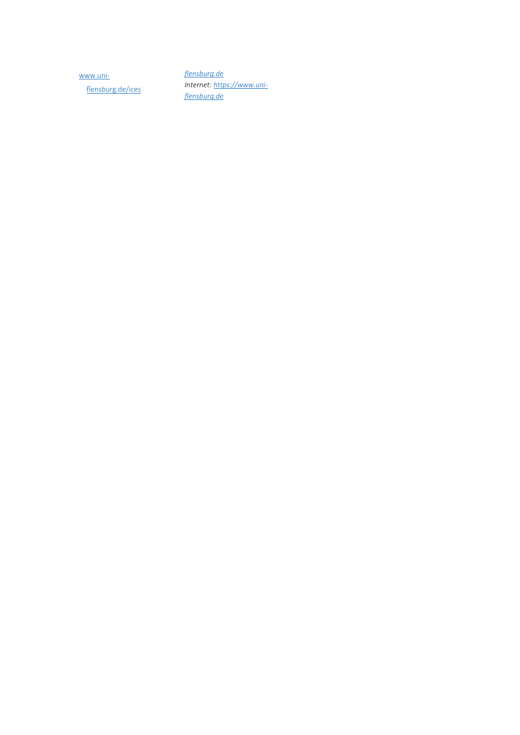www.uni-
flensburg.de/ices

*flensburg.de*
*Internet: https://www.uni-flensburg.de*